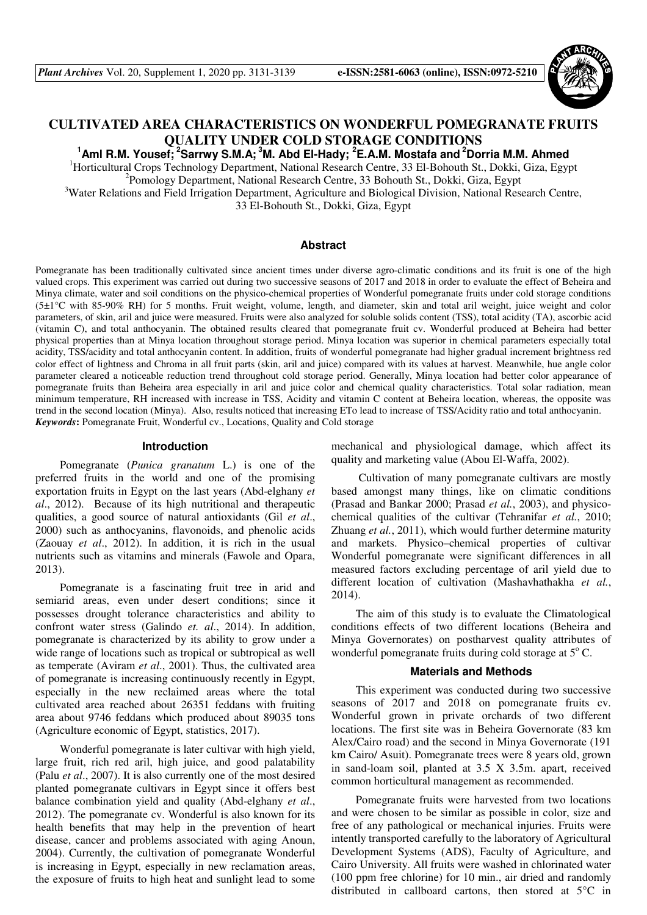# CULTIVATED AREA CHARACTERISTICS ON WONDERFUL POMEGRANATE FRUITS QUALITY UNDER COLD STORAGE CONDITIONS

**[1]Aml R.M. Yousef; [2]Sarrwy S.M.A; [3]M. Abd El-Hady; [2]E.A.M. Mostafa and [2]Dorria M.M. Ahmed**

[1]Horticultural Crops Technology Department, National Research Centre, 33 El-Bohouth St., Dokki, Giza, Egypt
[2]Pomology Department, National Research Centre, 33 Bohouth St., Dokki, Giza, Egypt
[3]Water Relations and Field Irrigation Department, Agriculture and Biological Division, National Research Centre, 33 El-Bohouth St., Dokki, Giza, Egypt

## Abstract

Pomegranate has been traditionally cultivated since ancient times under diverse agro-climatic conditions and its fruit is one of the high valued crops. This experiment was carried out during two successive seasons of 2017 and 2018 in order to evaluate the effect of Beheira and Minya climate, water and soil conditions on the physico-chemical properties of Wonderful pomegranate fruits under cold storage conditions (5±1°C with 85-90% RH) for 5 months. Fruit weight, volume, length, and diameter, skin and total aril weight, juice weight and color parameters, of skin, aril and juice were measured. Fruits were also analyzed for soluble solids content (TSS), total acidity (TA), ascorbic acid (vitamin C), and total anthocyanin. The obtained results cleared that pomegranate fruit cv. Wonderful produced at Beheira had better physical properties than at Minya location throughout storage period. Minya location was superior in chemical parameters especially total acidity, TSS/acidity and total anthocyanin content. In addition, fruits of wonderful pomegranate had higher gradual increment brightness red color effect of lightness and Chroma in all fruit parts (skin, aril and juice) compared with its values at harvest. Meanwhile, hue angle color parameter cleared a noticeable reduction trend throughout cold storage period. Generally, Minya location had better color appearance of pomegranate fruits than Beheira area especially in aril and juice color and chemical quality characteristics. Total solar radiation, mean minimum temperature, RH increased with increase in TSS, Acidity and vitamin C content at Beheira location, whereas, the opposite was trend in the second location (Minya). Also, results noticed that increasing ETo lead to increase of TSS/Acidity ratio and total anthocyanin.

***Keywords*:** Pomegranate Fruit, Wonderful cv., Locations, Quality and Cold storage

## Introduction

Pomegranate (*Punica granatum* L.) is one of the preferred fruits in the world and one of the promising exportation fruits in Egypt on the last years (Abd-elghany *et al*., 2012). Because of its high nutritional and therapeutic qualities, a good source of natural antioxidants (Gil *et al*., 2000) such as anthocyanins, flavonoids, and phenolic acids (Zaouay *et al*., 2012). In addition, it is rich in the usual nutrients such as vitamins and minerals (Fawole and Opara, 2013).

Pomegranate is a fascinating fruit tree in arid and semiarid areas, even under desert conditions; since it possesses drought tolerance characteristics and ability to confront water stress (Galindo *et. al*., 2014). In addition, pomegranate is characterized by its ability to grow under a wide range of locations such as tropical or subtropical as well as temperate (Aviram *et al*., 2001). Thus, the cultivated area of pomegranate is increasing continuously recently in Egypt, especially in the new reclaimed areas where the total cultivated area reached about 26351 feddans with fruiting area about 9746 feddans which produced about 89035 tons (Agriculture economic of Egypt, statistics, 2017).

Wonderful pomegranate is later cultivar with high yield, large fruit, rich red aril, high juice, and good palatability (Palu *et al*., 2007). It is also currently one of the most desired planted pomegranate cultivars in Egypt since it offers best balance combination yield and quality (Abd-elghany *et al*., 2012). The pomegranate cv. Wonderful is also known for its health benefits that may help in the prevention of heart disease, cancer and problems associated with aging Anoun, 2004). Currently, the cultivation of pomegranate Wonderful is increasing in Egypt, especially in new reclamation areas, the exposure of fruits to high heat and sunlight lead to some mechanical and physiological damage, which affect its quality and marketing value (Abou El-Waffa, 2002).

Cultivation of many pomegranate cultivars are mostly based amongst many things, like on climatic conditions (Prasad and Bankar 2000; Prasad *et al.*, 2003), and physico-chemical qualities of the cultivar (Tehranifar *et al.*, 2010; Zhuang *et al.*, 2011), which would further determine maturity and markets. Physico–chemical properties of cultivar Wonderful pomegranate were significant differences in all measured factors excluding percentage of aril yield due to different location of cultivation (Mashavhathakha *et al.*, 2014).

The aim of this study is to evaluate the Climatological conditions effects of two different locations (Beheira and Minya Governorates) on postharvest quality attributes of wonderful pomegranate fruits during cold storage at 5° C.

## Materials and Methods

This experiment was conducted during two successive seasons of 2017 and 2018 on pomegranate fruits cv. Wonderful grown in private orchards of two different locations. The first site was in Beheira Governorate (83 km Alex/Cairo road) and the second in Minya Governorate (191 km Cairo/ Asuit). Pomegranate trees were 8 years old, grown in sand-loam soil, planted at 3.5 X 3.5m. apart, received common horticultural management as recommended.

Pomegranate fruits were harvested from two locations and were chosen to be similar as possible in color, size and free of any pathological or mechanical injuries. Fruits were intently transported carefully to the laboratory of Agricultural Development Systems (ADS), Faculty of Agriculture, and Cairo University. All fruits were washed in chlorinated water (100 ppm free chlorine) for 10 min., air dried and randomly distributed in callboard cartons, then stored at 5°C in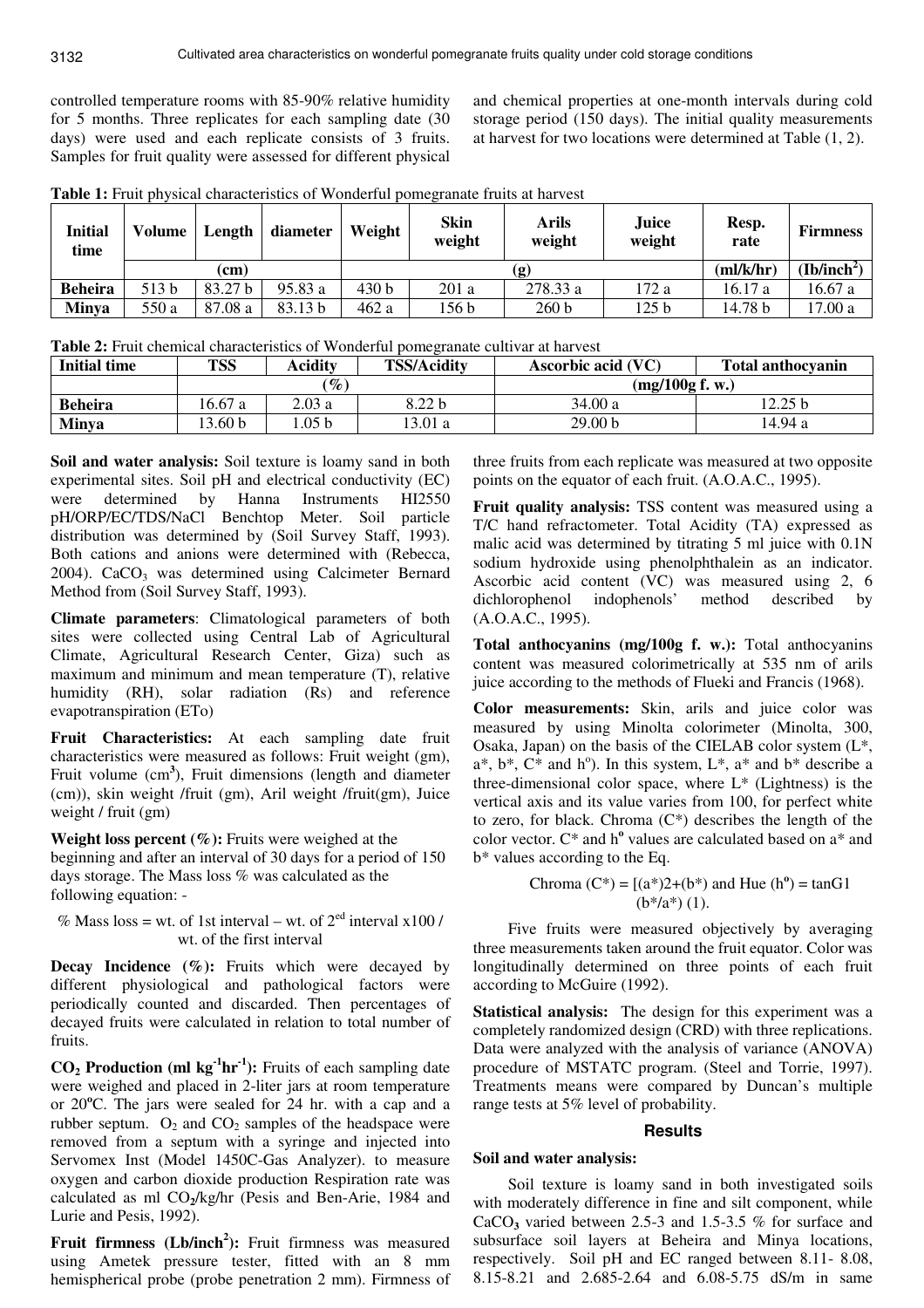controlled temperature rooms with 85-90% relative humidity for 5 months. Three replicates for each sampling date (30 days) were used and each replicate consists of 3 fruits. Samples for fruit quality were assessed for different physical and chemical properties at one-month intervals during cold storage period (150 days). The initial quality measurements at harvest for two locations were determined at Table (1, 2).

**Table 1:** Fruit physical characteristics of Wonderful pomegranate fruits at harvest

| Initial time | Volume | Length | diameter | Weight | Skin weight | Arils weight | Juice weight | Resp. rate | Firmness |
|---|---|---|---|---|---|---|---|---|---|
| | (cm) | | | (g) | | | | (ml/k/hr) | (Ib/inch$^2$) |
| **Beheira** | 513 b | 83.27 b | 95.83 a | 430 b | 201 a | 278.33 a | 172 a | 16.17 a | 16.67 a |
| **Minya** | 550 a | 87.08 a | 83.13 b | 462 a | 156 b | 260 b | 125 b | 14.78 b | 17.00 a |

**Table 2:** Fruit chemical characteristics of Wonderful pomegranate cultivar at harvest

| Initial time | TSS | Acidity | TSS/Acidity | Ascorbic acid (VC) | Total anthocyanin |
|---|---|---|---|---|---|
| | (%) | | | (mg/100g f. w.) | |
| **Beheira** | 16.67 a | 2.03 a | 8.22 b | 34.00 a | 12.25 b |
| **Minya** | 13.60 b | 1.05 b | 13.01 a | 29.00 b | 14.94 a |

**Soil and water analysis:** Soil texture is loamy sand in both experimental sites. Soil pH and electrical conductivity (EC) were determined by Hanna Instruments HI2550 pH/ORP/EC/TDS/NaCl Benchtop Meter. Soil particle distribution was determined by (Soil Survey Staff, 1993). Both cations and anions were determined with (Rebecca, 2004). $CaCO_3$ was determined using Calcimeter Bernard Method from (Soil Survey Staff, 1993).

**Climate parameters**: Climatological parameters of both sites were collected using Central Lab of Agricultural Climate, Agricultural Research Center, Giza) such as maximum and minimum and mean temperature (T), relative humidity (RH), solar radiation (Rs) and reference evapotranspiration (ETo)

**Fruit Characteristics:** At each sampling date fruit characteristics were measured as follows: Fruit weight (gm), Fruit volume (cm$^3$), Fruit dimensions (length and diameter (cm)), skin weight /fruit (gm), Aril weight /fruit(gm), Juice weight / fruit (gm)

**Weight loss percent (%):** Fruits were weighed at the beginning and after an interval of 30 days for a period of 150 days storage. The Mass loss % was calculated as the following equation: -

% Mass loss = wt. of 1st interval – wt. of 2$^{ed}$ interval x100 / wt. of the first interval

**Decay Incidence (%):** Fruits which were decayed by different physiological and pathological factors were periodically counted and discarded. Then percentages of decayed fruits were calculated in relation to total number of fruits.

**$CO_2$ Production (ml kg$^{-1}$hr$^{-1}$):** Fruits of each sampling date were weighed and placed in 2-liter jars at room temperature or 20ºC. The jars were sealed for 24 hr. with a cap and a rubber septum. $O_2$ and $CO_2$ samples of the headspace were removed from a septum with a syringe and injected into Servomex Inst (Model 1450C-Gas Analyzer). to measure oxygen and carbon dioxide production Respiration rate was calculated as ml $CO_2$/kg/hr (Pesis and Ben-Arie, 1984 and Lurie and Pesis, 1992).

**Fruit firmness (Lb/inch$^2$):** Fruit firmness was measured using Ametek pressure tester, fitted with an 8 mm hemispherical probe (probe penetration 2 mm). Firmness of three fruits from each replicate was measured at two opposite points on the equator of each fruit. (A.O.A.C., 1995).

**Fruit quality analysis:** TSS content was measured using a T/C hand refractometer. Total Acidity (TA) expressed as malic acid was determined by titrating 5 ml juice with 0.1N sodium hydroxide using phenolphthalein as an indicator. Ascorbic acid content (VC) was measured using 2, 6 dichlorophenol indophenols' method described by (A.O.A.C., 1995).

**Total anthocyanins (mg/100g f. w.):** Total anthocyanins content was measured colorimetrically at 535 nm of arils juice according to the methods of Flueki and Francis (1968).

**Color measurements:** Skin, arils and juice color was measured by using Minolta colorimeter (Minolta, 300, Osaka, Japan) on the basis of the CIELAB color system (L\*, a\*, b\*, C\* and hº). In this system, L\*, a\* and b\* describe a three-dimensional color space, where L\* (Lightness) is the vertical axis and its value varies from 100, for perfect white to zero, for black. Chroma (C\*) describes the length of the color vector. C\* and hº values are calculated based on a\* and b\* values according to the Eq.

Chroma (C\*) = [(a\*)2+(b\*) and Hue (hº) = tanG1 (b\*/a\*) (1).

Five fruits were measured objectively by averaging three measurements taken around the fruit equator. Color was longitudinally determined on three points of each fruit according to McGuire (1992).

**Statistical analysis:** The design for this experiment was a completely randomized design (CRD) with three replications. Data were analyzed with the analysis of variance (ANOVA) procedure of MSTATC program. (Steel and Torrie, 1997). Treatments means were compared by Duncan's multiple range tests at 5% level of probability.

## Results

**Soil and water analysis:**

Soil texture is loamy sand in both investigated soils with moderately difference in fine and silt component, while $CaCO_3$ varied between 2.5-3 and 1.5-3.5 % for surface and subsurface soil layers at Beheira and Minya locations, respectively. Soil pH and EC ranged between 8.11- 8.08, 8.15-8.21 and 2.685-2.64 and 6.08-5.75 dS/m in same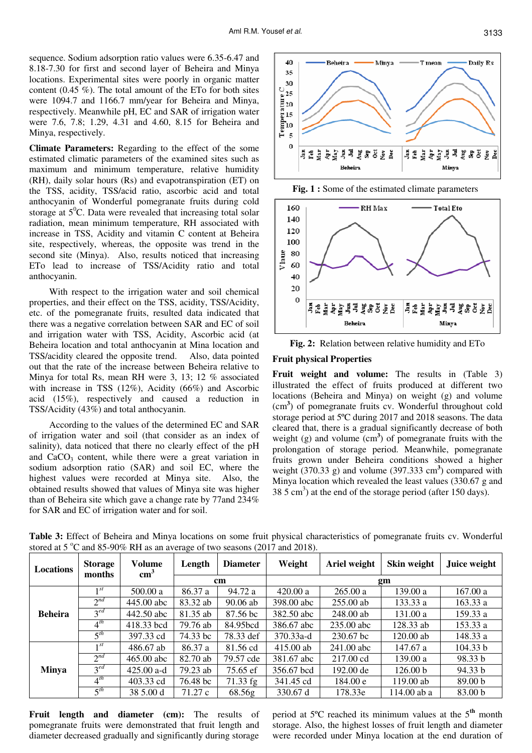sequence. Sodium adsorption ratio values were 6.35-6.47 and 8.18-7.30 for first and second layer of Beheira and Minya locations. Experimental sites were poorly in organic matter content (0.45 %). The total amount of the ETo for both sites were 1094.7 and 1166.7 mm/year for Beheira and Minya, respectively. Meanwhile pH, EC and SAR of irrigation water were 7.6, 7.8; 1.29, 4.31 and 4.60, 8.15 for Beheira and Minya, respectively.

**Climate Parameters:** Regarding to the effect of the some estimated climatic parameters of the examined sites such as maximum and minimum temperature, relative humidity (RH), daily solar hours (Rs) and evapotranspiration (ET) on the TSS, acidity, TSS/acid ratio, ascorbic acid and total anthocyanin of Wonderful pomegranate fruits during cold storage at 5$^0$C. Data were revealed that increasing total solar radiation, mean minimum temperature, RH associated with increase in TSS, Acidity and vitamin C content at Beheira site, respectively, whereas, the opposite was trend in the second site (Minya). Also, results noticed that increasing ETo lead to increase of TSS/Acidity ratio and total anthocyanin.

With respect to the irrigation water and soil chemical properties, and their effect on the TSS, acidity, TSS/Acidity, etc. of the pomegranate fruits, resulted data indicated that there was a negative correlation between SAR and EC of soil and irrigation water with TSS, Acidity, Ascorbic acid (at Beheira location and total anthocyanin at Mina location and TSS/acidity cleared the opposite trend. Also, data pointed out that the rate of the increase between Beheira relative to Minya for total Rs, mean RH were 3, 13; 12 % associated with increase in TSS (12%), Acidity (66%) and Ascorbic acid (15%), respectively and caused a reduction in TSS/Acidity (43%) and total anthocyanin.

According to the values of the determined EC and SAR of irrigation water and soil (that consider as an index of salinity), data noticed that there no clearly effect of the pH and $CaCO_3$ content, while there were a great variation in sodium adsorption ratio (SAR) and soil EC, where the highest values were recorded at Minya site. Also, the obtained results showed that values of Minya site was higher than of Beheira site which gave a change rate by 77and 234% for SAR and EC of irrigation water and for soil.

**Fig. 1 :** Some of the estimated climate parameters

**Fig. 2:** Relation between relative humidity and ETo

### Fruit physical Properties

**Fruit weight and volume:** The results in (Table 3) illustrated the effect of fruits produced at different two locations (Beheira and Minya) on weight (g) and volume (cm$^3$) of pomegranate fruits cv. Wonderful throughout cold storage period at 5ºC during 2017 and 2018 seasons. The data cleared that, there is a gradual significantly decrease of both weight (g) and volume (cm$^3$) of pomegranate fruits with the prolongation of storage period. Meanwhile, pomegranate fruits grown under Beheira conditions showed a higher weight (370.33 g) and volume (397.333 cm$^3$) compared with Minya location which revealed the least values (330.67 g and 38 5 cm$^3$) at the end of the storage period (after 150 days).

**Table 3:** Effect of Beheira and Minya locations on some fruit physical characteristics of pomegranate fruits cv. Wonderful stored at 5 °C and 85-90% RH as an average of two seasons (2017 and 2018).

| Locations | Storage months | Volume cm$^3$ | Length | Diameter | Weight | Ariel weight | Skin weight | Juice weight |
|---|---|---|---|---|---|---|---|---|
| | | | cm | | gm | | | |
| Beheira | 1$^{st}$ | 500.00 a | 86.37 a | 94.72 a | 420.00 a | 265.00 a | 139.00 a | 167.00 a |
| | 2$^{nd}$ | 445.00 abc | 83.32 ab | 90.06 ab | 398.00 abc | 255.00 ab | 133.33 a | 163.33 a |
| | 3$^{ed}$ | 442.50 abc | 81.35 ab | 87.56 bc | 382.50 abc | 248.00 ab | 131.00 a | 159.33 a |
| | 4$^{th}$ | 418.33 bcd | 79.76 ab | 84.95bcd | 386.67 abc | 235.00 abc | 128.33 ab | 153.33 a |
| | 5$^{th}$ | 397.33 cd | 74.33 bc | 78.33 def | 370.33a-d | 230.67 bc | 120.00 ab | 148.33 a |
| Minya | 1$^{st}$ | 486.67 ab | 86.37 a | 81.56 cd | 415.00 ab | 241.00 abc | 147.67 a | 104.33 b |
| | 2$^{nd}$ | 465.00 abc | 82.70 ab | 79.57 cde | 381.67 abc | 217.00 cd | 139.00 a | 98.33 b |
| | 3$^{ed}$ | 425.00 a-d | 79.23 ab | 75.65 ef | 356.67 bcd | 192.00 de | 126.00 b | 94.33 b |
| | 4$^{th}$ | 403.33 cd | 76.48 bc | 71.33 fg | 341.45 cd | 184.00 e | 119.00 ab | 89.00 b |
| | 5$^{th}$ | 38 5.00 d | 71.27 c | 68.56g | 330.67 d | 178.33e | 114.00 ab a | 83.00 b |

**Fruit length and diameter (cm):** The results of pomegranate fruits were demonstrated that fruit length and diameter decreased gradually and significantly during storage period at 5ºC reached its minimum values at the 5$^{th}$ month storage. Also, the highest losses of fruit length and diameter were recorded under Minya location at the end duration of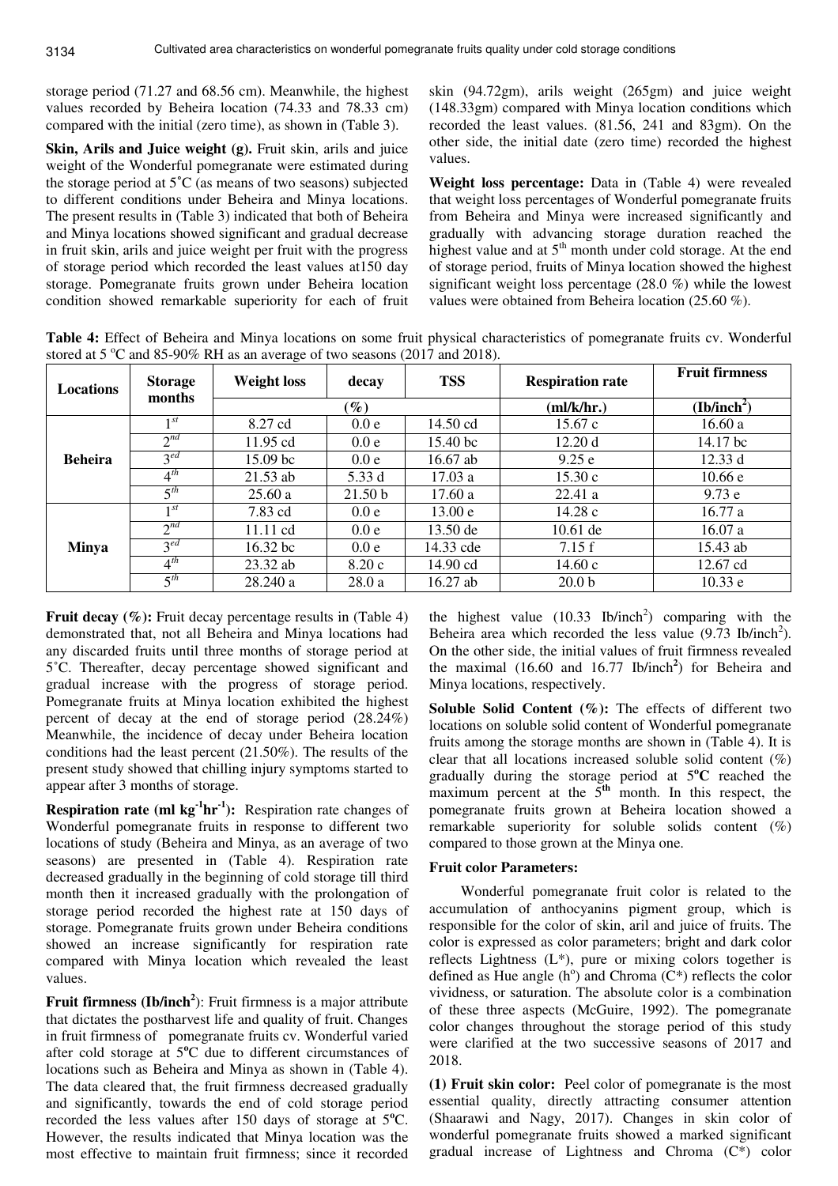storage period (71.27 and 68.56 cm). Meanwhile, the highest values recorded by Beheira location (74.33 and 78.33 cm) compared with the initial (zero time), as shown in (Table 3).

**Skin, Arils and Juice weight (g).** Fruit skin, arils and juice weight of the Wonderful pomegranate were estimated during the storage period at 5˚C (as means of two seasons) subjected to different conditions under Beheira and Minya locations. The present results in (Table 3) indicated that both of Beheira and Minya locations showed significant and gradual decrease in fruit skin, arils and juice weight per fruit with the progress of storage period which recorded the least values at150 day storage. Pomegranate fruits grown under Beheira location condition showed remarkable superiority for each of fruit skin (94.72gm), arils weight (265gm) and juice weight (148.33gm) compared with Minya location conditions which recorded the least values. (81.56, 241 and 83gm). On the other side, the initial date (zero time) recorded the highest values.

**Weight loss percentage:** Data in (Table 4) were revealed that weight loss percentages of Wonderful pomegranate fruits from Beheira and Minya were increased significantly and gradually with advancing storage duration reached the highest value and at 5th month under cold storage. At the end of storage period, fruits of Minya location showed the highest significant weight loss percentage (28.0 %) while the lowest values were obtained from Beheira location (25.60 %).

**Table 4:** Effect of Beheira and Minya locations on some fruit physical characteristics of pomegranate fruits cv. Wonderful stored at 5 °C and 85-90% RH as an average of two seasons (2017 and 2018).

| Locations | Storage months | Weight loss | decay | TSS | Respiration rate | Fruit firmness |
|---|---|---|---|---|---|---|
| | | (%) | | | (ml/k/hr.) | (Ib/inch$^2$) |
| Beheira | 1$^{st}$ | 8.27 cd | 0.0 e | 14.50 cd | 15.67 c | 16.60 a |
| | 2$^{nd}$ | 11.95 cd | 0.0 e | 15.40 bc | 12.20 d | 14.17 bc |
| | 3$^{ed}$ | 15.09 bc | 0.0 e | 16.67 ab | 9.25 e | 12.33 d |
| | 4$^{th}$ | 21.53 ab | 5.33 d | 17.03 a | 15.30 c | 10.66 e |
| | 5$^{th}$ | 25.60 a | 21.50 b | 17.60 a | 22.41 a | 9.73 e |
| Minya | 1$^{st}$ | 7.83 cd | 0.0 e | 13.00 e | 14.28 c | 16.77 a |
| | 2$^{nd}$ | 11.11 cd | 0.0 e | 13.50 de | 10.61 de | 16.07 a |
| | 3$^{ed}$ | 16.32 bc | 0.0 e | 14.33 cde | 7.15 f | 15.43 ab |
| | 4$^{th}$ | 23.32 ab | 8.20 c | 14.90 cd | 14.60 c | 12.67 cd |
| | 5$^{th}$ | 28.240 a | 28.0 a | 16.27 ab | 20.0 b | 10.33 e |

**Fruit decay (%):** Fruit decay percentage results in (Table 4) demonstrated that, not all Beheira and Minya locations had any discarded fruits until three months of storage period at 5˚C. Thereafter, decay percentage showed significant and gradual increase with the progress of storage period. Pomegranate fruits at Minya location exhibited the highest percent of decay at the end of storage period (28.24%) Meanwhile, the incidence of decay under Beheira location conditions had the least percent (21.50%). The results of the present study showed that chilling injury symptoms started to appear after 3 months of storage.

**Respiration rate (ml kg$^{-1}$hr$^{-1}$):** Respiration rate changes of Wonderful pomegranate fruits in response to different two locations of study (Beheira and Minya, as an average of two seasons) are presented in (Table 4). Respiration rate decreased gradually in the beginning of cold storage till third month then it increased gradually with the prolongation of storage period recorded the highest rate at 150 days of storage. Pomegranate fruits grown under Beheira conditions showed an increase significantly for respiration rate compared with Minya location which revealed the least values.

**Fruit firmness (Ib/inch$^2$):** Fruit firmness is a major attribute that dictates the postharvest life and quality of fruit. Changes in fruit firmness of pomegranate fruits cv. Wonderful varied after cold storage at 5°C due to different circumstances of locations such as Beheira and Minya as shown in (Table 4). The data cleared that, the fruit firmness decreased gradually and significantly, towards the end of cold storage period recorded the less values after 150 days of storage at 5°C. However, the results indicated that Minya location was the most effective to maintain fruit firmness; since it recorded the highest value (10.33 Ib/inch$^2$) comparing with the Beheira area which recorded the less value (9.73 Ib/inch$^2$). On the other side, the initial values of fruit firmness revealed the maximal (16.60 and 16.77 Ib/inch$^2$) for Beheira and Minya locations, respectively.

**Soluble Solid Content (%):** The effects of different two locations on soluble solid content of Wonderful pomegranate fruits among the storage months are shown in (Table 4). It is clear that all locations increased soluble solid content (%) gradually during the storage period at **5°C** reached the maximum percent at the **5th** month. In this respect, the pomegranate fruits grown at Beheira location showed a remarkable superiority for soluble solids content (%) compared to those grown at the Minya one.

**Fruit color Parameters:**

Wonderful pomegranate fruit color is related to the accumulation of anthocyanins pigment group, which is responsible for the color of skin, aril and juice of fruits. The color is expressed as color parameters; bright and dark color reflects Lightness (L*), pure or mixing colors together is defined as Hue angle (h°) and Chroma (C*) reflects the color vividness, or saturation. The absolute color is a combination of these three aspects (McGuire, 1992). The pomegranate color changes throughout the storage period of this study were clarified at the two successive seasons of 2017 and 2018.

**(1) Fruit skin color:** Peel color of pomegranate is the most essential quality, directly attracting consumer attention (Shaarawi and Nagy, 2017). Changes in skin color of wonderful pomegranate fruits showed a marked significant gradual increase of Lightness and Chroma (C*) color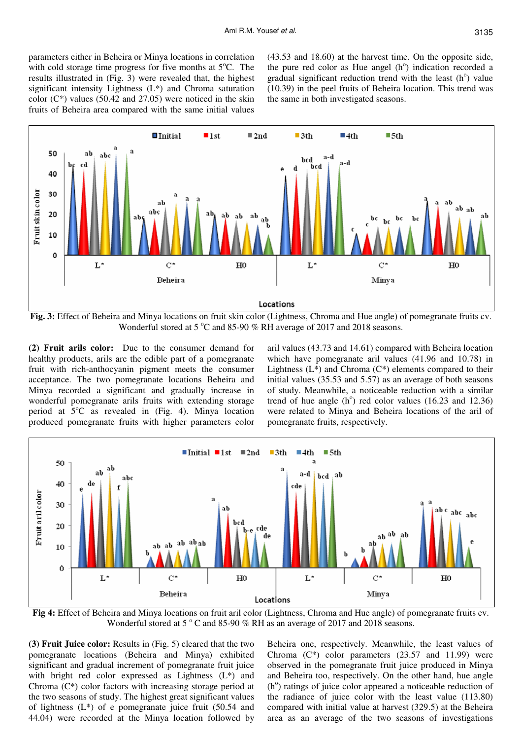parameters either in Beheira or Minya locations in correlation with cold storage time progress for five months at 5°C. The results illustrated in (Fig. 3) were revealed that, the highest significant intensity Lightness (L*) and Chroma saturation color (C*) values (50.42 and 27.05) were noticed in the skin fruits of Beheira area compared with the same initial values (43.53 and 18.60) at the harvest time. On the opposite side, the pure red color as Hue angel (h°) indication recorded a gradual significant reduction trend with the least (h°) value (10.39) in the peel fruits of Beheira location. This trend was the same in both investigated seasons.

**Fig. 3:** Effect of Beheira and Minya locations on fruit skin color (Lightness, Chroma and Hue angle) of pomegranate fruits cv. Wonderful stored at 5 °C and 85-90 % RH average of 2017 and 2018 seasons.

**(2) Fruit arils color:** Due to the consumer demand for healthy products, arils are the edible part of a pomegranate fruit with rich-anthocyanin pigment meets the consumer acceptance. The two pomegranate locations Beheira and Minya recorded a significant and gradually increase in wonderful pomegranate arils fruits with extending storage period at 5°C as revealed in (Fig. 4). Minya location produced pomegranate fruits with higher parameters color aril values (43.73 and 14.61) compared with Beheira location which have pomegranate aril values (41.96 and 10.78) in Lightness (L*) and Chroma (C*) elements compared to their initial values (35.53 and 5.57) as an average of both seasons of study. Meanwhile, a noticeable reduction with a similar trend of hue angle (h°) red color values (16.23 and 12.36) were related to Minya and Beheira locations of the aril of pomegranate fruits, respectively.

**Fig 4:** Effect of Beheira and Minya locations on fruit aril color (Lightness, Chroma and Hue angle) of pomegranate fruits cv. Wonderful stored at 5 ° C and 85-90 % RH as an average of 2017 and 2018 seasons.

**(3) Fruit Juice color:** Results in (Fig. 5) cleared that the two pomegranate locations (Beheira and Minya) exhibited significant and gradual increment of pomegranate fruit juice with bright red color expressed as Lightness (L*) and Chroma (C*) color factors with increasing storage period at the two seasons of study. The highest great significant values of lightness (L*) of e pomegranate juice fruit (50.54 and 44.04) were recorded at the Minya location followed by Beheira one, respectively. Meanwhile, the least values of Chroma (C*) color parameters (23.57 and 11.99) were observed in the pomegranate fruit juice produced in Minya and Beheira too, respectively. On the other hand, hue angle (h°) ratings of juice color appeared a noticeable reduction of the radiance of juice color with the least value (113.80) compared with initial value at harvest (329.5) at the Beheira area as an average of the two seasons of investigations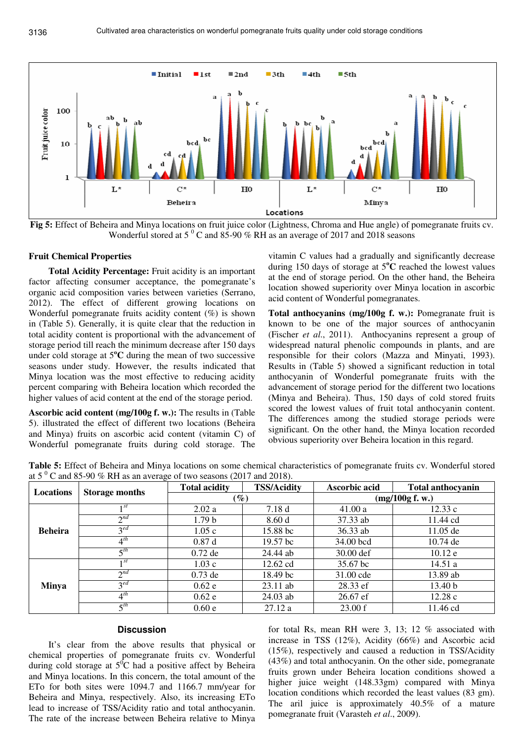Fig 5: Effect of Beheira and Minya locations on fruit juice color (Lightness, Chroma and Hue angle) of pomegranate fruits cv. Wonderful stored at 5 $^{0}$C and 85-90 % RH as an average of 2017 and 2018 seasons

### Fruit Chemical Properties

**Total Acidity Percentage:** Fruit acidity is an important factor affecting consumer acceptance, the pomegranate's organic acid composition varies between varieties (Serrano, 2012). The effect of different growing locations on Wonderful pomegranate fruits acidity content (%) is shown in (Table 5). Generally, it is quite clear that the reduction in total acidity content is proportional with the advancement of storage period till reach the minimum decrease after 150 days under cold storage at 5°C during the mean of two successive seasons under study. However, the results indicated that Minya location was the most effective to reducing acidity percent comparing with Beheira location which recorded the higher values of acid content at the end of the storage period.

**Ascorbic acid content (mg/100g f. w.):** The results in (Table 5). illustrated the effect of different two locations (Beheira and Minya) fruits on ascorbic acid content (vitamin C) of Wonderful pomegranate fruits during cold storage. The vitamin C values had a gradually and significantly decrease during 150 days of storage at 5°C reached the lowest values at the end of storage period. On the other hand, the Beheira location showed superiority over Minya location in ascorbic acid content of Wonderful pomegranates.

**Total anthocyanins (mg/100g f. w.):** Pomegranate fruit is known to be one of the major sources of anthocyanin (Fischer *et al.*, 2011). Anthocyanins represent a group of widespread natural phenolic compounds in plants, and are responsible for their colors (Mazza and Minyati, 1993). Results in (Table 5) showed a significant reduction in total anthocyanin of Wonderful pomegranate fruits with the advancement of storage period for the different two locations (Minya and Beheira). Thus, 150 days of cold stored fruits scored the lowest values of fruit total anthocyanin content. The differences among the studied storage periods were significant. On the other hand, the Minya location recorded obvious superiority over Beheira location in this regard.

**Table 5:** Effect of Beheira and Minya locations on some chemical characteristics of pomegranate fruits cv. Wonderful stored at 5 $^{0}$C and 85-90 % RH as an average of two seasons (2017 and 2018).

| Locations | Storage months | Total acidity | TSS/Acidity | Ascorbic acid | Total anthocyanin |
|---|---|---|---|---|---|
| | | (%) | | (mg/100g f. w.) | |
| Beheira | 1st | 2.02 a | 7.18 d | 41.00 a | 12.33 c |
| | 2nd | 1.79 b | 8.60 d | 37.33 ab | 11.44 cd |
| | 3ed | 1.05 c | 15.88 bc | 36.33 ab | 11.05 de |
| | 4th | 0.87 d | 19.57 bc | 34.00 bcd | 10.74 de |
| | 5th | 0.72 de | 24.44 ab | 30.00 def | 10.12 e |
| Minya | 1st | 1.03 c | 12.62 cd | 35.67 bc | 14.51 a |
| | 2nd | 0.73 de | 18.49 bc | 31.00 cde | 13.89 ab |
| | 3ed | 0.62 e | 23.11 ab | 28.33 ef | 13.40 b |
| | 4th | 0.62 e | 24.03 ab | 26.67 ef | 12.28 c |
| | 5th | 0.60 e | 27.12 a | 23.00 f | 11.46 cd |

## Discussion

It's clear from the above results that physical or chemical properties of pomegranate fruits cv. Wonderful during cold storage at 5$^{0}$C had a positive affect by Beheira and Minya locations. In this concern, the total amount of the ETo for both sites were 1094.7 and 1166.7 mm/year for Beheira and Minya, respectively. Also, its increasing ETo lead to increase of TSS/Acidity ratio and total anthocyanin. The rate of the increase between Beheira relative to Minya for total Rs, mean RH were 3, 13; 12 % associated with increase in TSS (12%), Acidity (66%) and Ascorbic acid (15%), respectively and caused a reduction in TSS/Acidity (43%) and total anthocyanin. On the other side, pomegranate fruits grown under Beheira location conditions showed a higher juice weight (148.33gm) compared with Minya location conditions which recorded the least values (83 gm). The aril juice is approximately 40.5% of a mature pomegranate fruit (Varasteh *et al*., 2009).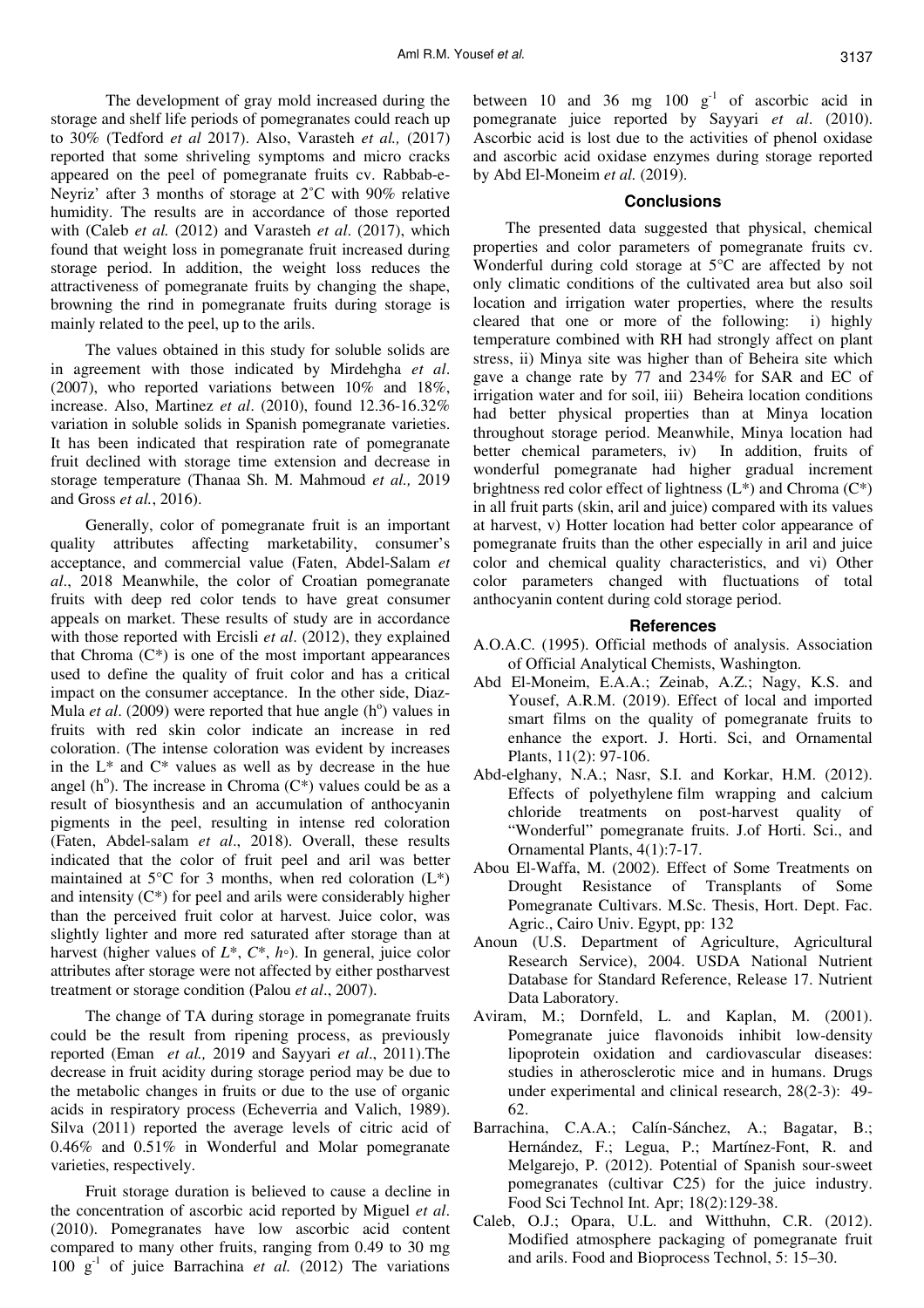The development of gray mold increased during the storage and shelf life periods of pomegranates could reach up to 30% (Tedford *et al* 2017). Also, Varasteh *et al.,* (2017) reported that some shriveling symptoms and micro cracks appeared on the peel of pomegranate fruits cv. Rabbab-e-Neyriz' after 3 months of storage at 2˚C with 90% relative humidity. The results are in accordance of those reported with (Caleb *et al.* (2012) and Varasteh *et al*. (2017), which found that weight loss in pomegranate fruit increased during storage period. In addition, the weight loss reduces the attractiveness of pomegranate fruits by changing the shape, browning the rind in pomegranate fruits during storage is mainly related to the peel, up to the arils.

The values obtained in this study for soluble solids are in agreement with those indicated by Mirdehgha *et al*. (2007), who reported variations between 10% and 18%, increase. Also, Martinez *et al*. (2010), found 12.36-16.32% variation in soluble solids in Spanish pomegranate varieties. It has been indicated that respiration rate of pomegranate fruit declined with storage time extension and decrease in storage temperature (Thanaa Sh. M. Mahmoud *et al.,* 2019 and Gross *et al.*, 2016).

Generally, color of pomegranate fruit is an important quality attributes affecting marketability, consumer's acceptance, and commercial value (Faten, Abdel-Salam *et al*., 2018 Meanwhile, the color of Croatian pomegranate fruits with deep red color tends to have great consumer appeals on market. These results of study are in accordance with those reported with Ercisli *et al*. (2012), they explained that Chroma (C*) is one of the most important appearances used to define the quality of fruit color and has a critical impact on the consumer acceptance. In the other side, Diaz-Mula *et al*. (2009) were reported that hue angle ($h^o$) values in fruits with red skin color indicate an increase in red coloration. (The intense coloration was evident by increases in the L* and C* values as well as by decrease in the hue angel ($h^o$). The increase in Chroma (C*) values could be as a result of biosynthesis and an accumulation of anthocyanin pigments in the peel, resulting in intense red coloration (Faten, Abdel-salam *et al*., 2018). Overall, these results indicated that the color of fruit peel and aril was better maintained at 5°C for 3 months, when red coloration (L*) and intensity (C*) for peel and arils were considerably higher than the perceived fruit color at harvest. Juice color, was slightly lighter and more red saturated after storage than at harvest (higher values of *L**, *C**, *h*◦). In general, juice color attributes after storage were not affected by either postharvest treatment or storage condition (Palou *et al*., 2007).

The change of TA during storage in pomegranate fruits could be the result from ripening process, as previously reported (Eman *et al.,* 2019 and Sayyari *et al*., 2011).The decrease in fruit acidity during storage period may be due to the metabolic changes in fruits or due to the use of organic acids in respiratory process (Echeverria and Valich, 1989). Silva (2011) reported the average levels of citric acid of 0.46% and 0.51% in Wonderful and Molar pomegranate varieties, respectively.

Fruit storage duration is believed to cause a decline in the concentration of ascorbic acid reported by Miguel *et al*. (2010). Pomegranates have low ascorbic acid content compared to many other fruits, ranging from 0.49 to 30 mg 100 $g^{-1}$ of juice Barrachina *et al.* (2012) The variations between 10 and 36 mg 100 $g^{-1}$ of ascorbic acid in pomegranate juice reported by Sayyari *et al*. (2010). Ascorbic acid is lost due to the activities of phenol oxidase and ascorbic acid oxidase enzymes during storage reported by Abd El-Moneim *et al.* (2019).

## Conclusions

The presented data suggested that physical, chemical properties and color parameters of pomegranate fruits cv. Wonderful during cold storage at 5°C are affected by not only climatic conditions of the cultivated area but also soil location and irrigation water properties, where the results cleared that one or more of the following: i) highly temperature combined with RH had strongly affect on plant stress, ii) Minya site was higher than of Beheira site which gave a change rate by 77 and 234% for SAR and EC of irrigation water and for soil, iii) Beheira location conditions had better physical properties than at Minya location throughout storage period. Meanwhile, Minya location had better chemical parameters, iv) In addition, fruits of wonderful pomegranate had higher gradual increment brightness red color effect of lightness (L*) and Chroma (C*) in all fruit parts (skin, aril and juice) compared with its values at harvest, v) Hotter location had better color appearance of pomegranate fruits than the other especially in aril and juice color and chemical quality characteristics, and vi) Other color parameters changed with fluctuations of total anthocyanin content during cold storage period.

## References

A.O.A.C. (1995). Official methods of analysis. Association of Official Analytical Chemists, Washington.

Abd El-Moneim, E.A.A.; Zeinab, A.Z.; Nagy, K.S. and Yousef, A.R.M. (2019). Effect of local and imported smart films on the quality of pomegranate fruits to enhance the export. J. Horti. Sci, and Ornamental Plants, 11(2): 97-106.

Abd-elghany, N.A.; Nasr, S.I. and Korkar, H.M. (2012). Effects of polyethylene film wrapping and calcium chloride treatments on post-harvest quality of "Wonderful" pomegranate fruits. J.of Horti. Sci., and Ornamental Plants, 4(1):7-17.

Abou El-Waffa, M. (2002). Effect of Some Treatments on Drought Resistance of Transplants of Some Pomegranate Cultivars. M.Sc. Thesis, Hort. Dept. Fac. Agric., Cairo Univ. Egypt, pp: 132

Anoun (U.S. Department of Agriculture, Agricultural Research Service), 2004. USDA National Nutrient Database for Standard Reference, Release 17. Nutrient Data Laboratory.

Aviram, M.; Dornfeld, L. and Kaplan, M. (2001). Pomegranate juice flavonoids inhibit low-density lipoprotein oxidation and cardiovascular diseases: studies in atherosclerotic mice and in humans. Drugs under experimental and clinical research, 28(2-3): 49-62.

Barrachina, C.A.A.; Calín-Sánchez, A.; Bagatar, B.; Hernández, F.; Legua, P.; Martínez-Font, R. and Melgarejo, P. (2012). Potential of Spanish sour-sweet pomegranates (cultivar C25) for the juice industry. Food Sci Technol Int. Apr; 18(2):129-38.

Caleb, O.J.; Opara, U.L. and Witthuhn, C.R. (2012). Modified atmosphere packaging of pomegranate fruit and arils. Food and Bioprocess Technol, 5: 15–30.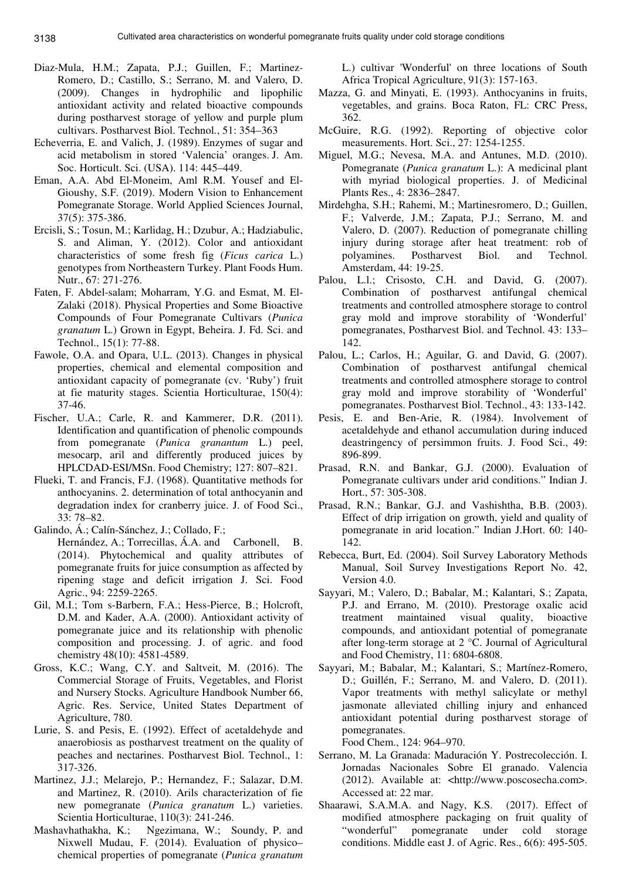Diaz-Mula, H.M.; Zapata, P.J.; Guillen, F.; Martinez-Romero, D.; Castillo, S.; Serrano, M. and Valero, D. (2009). Changes in hydrophilic and lipophilic antioxidant activity and related bioactive compounds during postharvest storage of yellow and purple plum cultivars. Postharvest Biol. Technol., 51: 354–363

Echeverria, E. and Valich, J. (1989). Enzymes of sugar and acid metabolism in stored 'Valencia' oranges. J. Am. Soc. Horticult. Sci. (USA). 114: 445–449.

Eman, A.A. Abd El-Moneim, Aml R.M. Yousef and El-Gioushy, S.F. (2019). Modern Vision to Enhancement Pomegranate Storage. World Applied Sciences Journal, 37(5): 375-386.

Ercisli, S.; Tosun, M.; Karlidag, H.; Dzubur, A.; Hadziabulic, S. and Aliman, Y. (2012). Color and antioxidant characteristics of some fresh fig (*Ficus carica* L.) genotypes from Northeastern Turkey. Plant Foods Hum. Nutr., 67: 271-276.

Faten, F. Abdel-salam; Moharram, Y.G. and Esmat, M. El-Zalaki (2018). Physical Properties and Some Bioactive Compounds of Four Pomegranate Cultivars (*Punica granatum* L.) Grown in Egypt, Beheira. J. Fd. Sci. and Technol., 15(1): 77-88.

Fawole, O.A. and Opara, U.L. (2013). Changes in physical properties, chemical and elemental composition and antioxidant capacity of pomegranate (cv. 'Ruby') fruit at fie maturity stages. Scientia Horticulturae, 150(4): 37-46.

Fischer, U.A.; Carle, R. and Kammerer, D.R. (2011). Identification and quantification of phenolic compounds from pomegranate (*Punica granantum* L.) peel, mesocarp, aril and differently produced juices by HPLCDAD-ESI/MSn. Food Chemistry; 127: 807–821.

Flueki, T. and Francis, F.J. (1968). Quantitative methods for anthocyanins. 2. determination of total anthocyanin and degradation index for cranberry juice. J. of Food Sci., 33: 78–82.

Galindo, Á.; Calín-Sánchez, J.; Collado, F.; Hernández, A.; Torrecillas, Á.A. and Carbonell, B. (2014). Phytochemical and quality attributes of pomegranate fruits for juice consumption as affected by ripening stage and deficit irrigation J. Sci. Food Agric., 94: 2259-2265.

Gil, M.I.; Tom s-Barbern, F.A.; Hess-Pierce, B.; Holcroft, D.M. and Kader, A.A. (2000). Antioxidant activity of pomegranate juice and its relationship with phenolic composition and processing. J. of agric. and food chemistry 48(10): 4581-4589.

Gross, K.C.; Wang, C.Y. and Saltveit, M. (2016). The Commercial Storage of Fruits, Vegetables, and Florist and Nursery Stocks. Agriculture Handbook Number 66, Agric. Res. Service, United States Department of Agriculture, 780.

Lurie, S. and Pesis, E. (1992). Effect of acetaldehyde and anaerobiosis as postharvest treatment on the quality of peaches and nectarines. Postharvest Biol. Technol., 1: 317-326.

Martinez, J.J.; Melarejo, P.; Hernandez, F.; Salazar, D.M. and Martinez, R. (2010). Arils characterization of fie new pomegranate (*Punica granatum* L.) varieties. Scientia Horticulturae, 110(3): 241-246.

Mashavhathakha, K.; Ngezimana, W.; Soundy, P. and Nixwell Mudau, F. (2014). Evaluation of physico–chemical properties of pomegranate (*Punica granatum* L.) cultivar 'Wonderful' on three locations of South Africa Tropical Agriculture, 91(3): 157-163.

Mazza, G. and Minyati, E. (1993). Anthocyanins in fruits, vegetables, and grains. Boca Raton, FL: CRC Press, 362.

McGuire, R.G. (1992). Reporting of objective color measurements. Hort. Sci., 27: 1254-1255.

Miguel, M.G.; Nevesa, M.A. and Antunes, M.D. (2010). Pomegranate (*Punica granatum* L.): A medicinal plant with myriad biological properties. J. of Medicinal Plants Res., 4: 2836–2847.

Mirdehgha, S.H.; Rahemi, M.; Martinesromero, D.; Guillen, F.; Valverde, J.M.; Zapata, P.J.; Serrano, M. and Valero, D. (2007). Reduction of pomegranate chilling injury during storage after heat treatment: rob of polyamines. Postharvest Biol. and Technol. Amsterdam, 44: 19-25.

Palou, L.l.; Crisosto, C.H. and David, G. (2007). Combination of postharvest antifungal chemical treatments and controlled atmosphere storage to control gray mold and improve storability of 'Wonderful' pomegranates, Postharvest Biol. and Technol. 43: 133–142.

Palou, L.; Carlos, H.; Aguilar, G. and David, G. (2007). Combination of postharvest antifungal chemical treatments and controlled atmosphere storage to control gray mold and improve storability of 'Wonderful' pomegranates. Postharvest Biol. Technol., 43: 133-142.

Pesis, E. and Ben-Arie, R. (1984). Involvement of acetaldehyde and ethanol accumulation during induced deastringency of persimmon fruits. J. Food Sci., 49: 896-899.

Prasad, R.N. and Bankar, G.J. (2000). Evaluation of Pomegranate cultivars under arid conditions." Indian J. Hort., 57: 305-308.

Prasad, R.N.; Bankar, G.J. and Vashishtha, B.B. (2003). Effect of drip irrigation on growth, yield and quality of pomegranate in arid location." Indian J.Hort. 60: 140-142.

Rebecca, Burt, Ed. (2004). Soil Survey Laboratory Methods Manual, Soil Survey Investigations Report No. 42, Version 4.0.

Sayyari, M.; Valero, D.; Babalar, M.; Kalantari, S.; Zapata, P.J. and Errano, M. (2010). Prestorage oxalic acid treatment maintained visual quality, bioactive compounds, and antioxidant potential of pomegranate after long-term storage at 2 °C. Journal of Agricultural and Food Chemistry, 11: 6804-6808.

Sayyari, M.; Babalar, M.; Kalantari, S.; Martínez-Romero, D.; Guillén, F.; Serrano, M. and Valero, D. (2011). Vapor treatments with methyl salicylate or methyl jasmonate alleviated chilling injury and enhanced antioxidant potential during postharvest storage of pomegranates. Food Chem., 124: 964–970.

Serrano, M. La Granada: Maduración Y. Postrecolección. I. Jornadas Nacionales Sobre El granado. Valencia (2012). Available at: <http://www.poscosecha.com>. Accessed at: 22 mar.

Shaarawi, S.A.M.A. and Nagy, K.S. (2017). Effect of modified atmosphere packaging on fruit quality of "wonderful" pomegranate under cold storage conditions. Middle east J. of Agric. Res., 6(6): 495-505.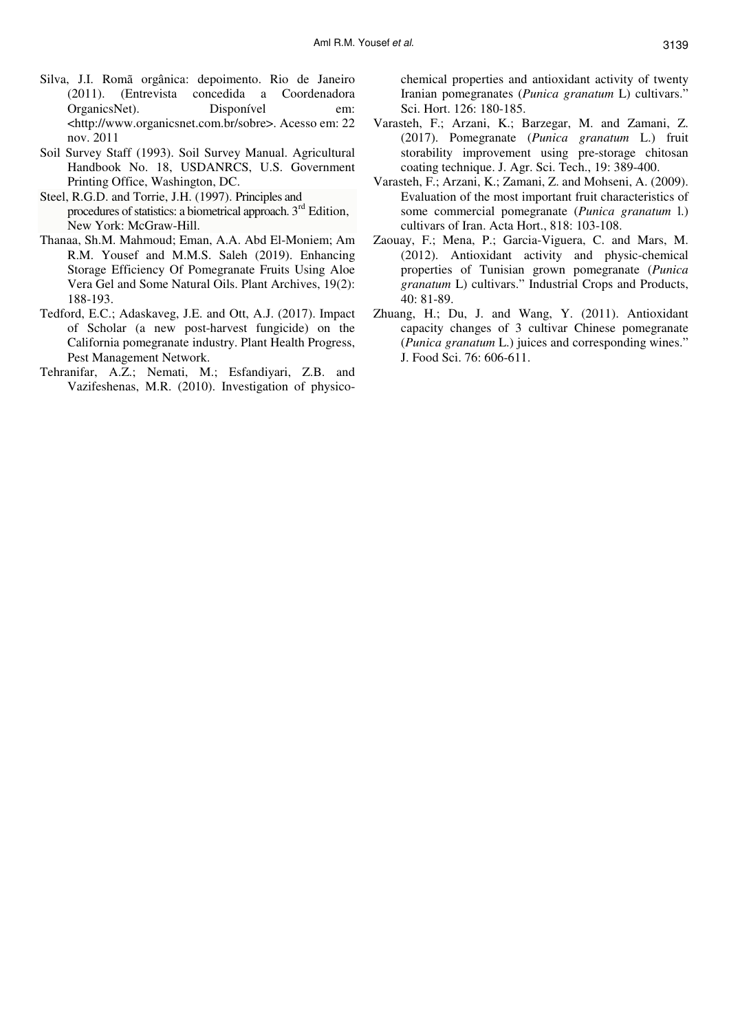Silva, J.I. Romã orgânica: depoimento. Rio de Janeiro (2011). (Entrevista concedida a Coordenadora OrganicsNet). Disponível em: <http://www.organicsnet.com.br/sobre>. Acesso em: 22 nov. 2011

Soil Survey Staff (1993). Soil Survey Manual. Agricultural Handbook No. 18, USDANRCS, U.S. Government Printing Office, Washington, DC.

Steel, R.G.D. and Torrie, J.H. (1997). Principles and procedures of statistics: a biometrical approach. 3rd Edition, New York: McGraw-Hill.

Thanaa, Sh.M. Mahmoud; Eman, A.A. Abd El-Moniem; Am R.M. Yousef and M.M.S. Saleh (2019). Enhancing Storage Efficiency Of Pomegranate Fruits Using Aloe Vera Gel and Some Natural Oils. Plant Archives, 19(2): 188-193.

Tedford, E.C.; Adaskaveg, J.E. and Ott, A.J. (2017). Impact of Scholar (a new post-harvest fungicide) on the California pomegranate industry. Plant Health Progress, Pest Management Network.

Tehranifar, A.Z.; Nemati, M.; Esfandiyari, Z.B. and Vazifeshenas, M.R. (2010). Investigation of physico-chemical properties and antioxidant activity of twenty Iranian pomegranates (*Punica granatum* L) cultivars." Sci. Hort. 126: 180-185.

Varasteh, F.; Arzani, K.; Barzegar, M. and Zamani, Z. (2017). Pomegranate (*Punica granatum* L.) fruit storability improvement using pre-storage chitosan coating technique. J. Agr. Sci. Tech., 19: 389-400.

Varasteh, F.; Arzani, K.; Zamani, Z. and Mohseni, A. (2009). Evaluation of the most important fruit characteristics of some commercial pomegranate (*Punica granatum* l.) cultivars of Iran. Acta Hort., 818: 103-108.

Zaouay, F.; Mena, P.; Garcia-Viguera, C. and Mars, M. (2012). Antioxidant activity and physic-chemical properties of Tunisian grown pomegranate (*Punica granatum* L) cultivars." Industrial Crops and Products, 40: 81-89.

Zhuang, H.; Du, J. and Wang, Y. (2011). Antioxidant capacity changes of 3 cultivar Chinese pomegranate (*Punica granatum* L.) juices and corresponding wines." J. Food Sci. 76: 606-611.